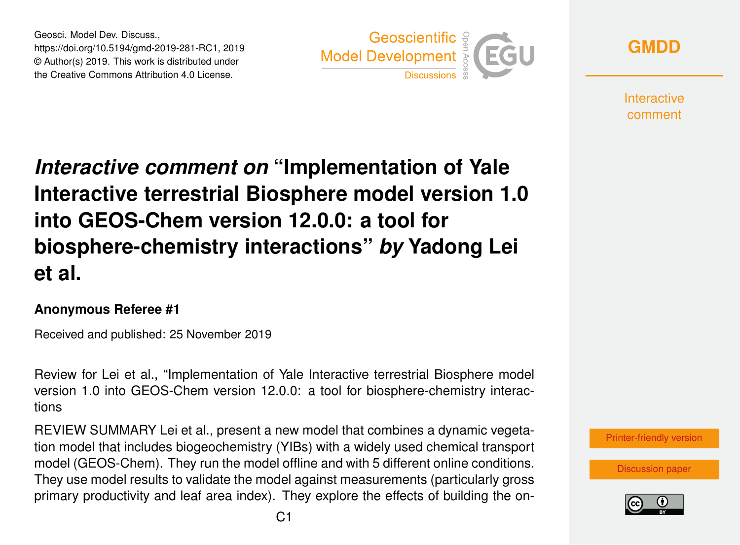Geosci. Model Dev. Discuss.,
https://doi.org/10.5194/gmd-2019-281-RC1, 2019
© Author(s) 2019. This work is distributed under
the Creative Commons Attribution 4.0 License.

# *Interactive comment on* "Implementation of Yale Interactive terrestrial Biosphere model version 1.0 into GEOS-Chem version 12.0.0: a tool for biosphere-chemistry interactions" *by* Yadong Lei et al.

**Anonymous Referee #1**

Received and published: 25 November 2019

Review for Lei et al., "Implementation of Yale Interactive terrestrial Biosphere model version 1.0 into GEOS-Chem version 12.0.0: a tool for biosphere-chemistry interactions

REVIEW SUMMARY Lei et al., present a new model that combines a dynamic vegetation model that includes biogeochemistry (YIBs) with a widely used chemical transport model (GEOS-Chem). They run the model offline and with 5 different online conditions. They use model results to validate the model against measurements (particularly gross primary productivity and leaf area index). They explore the effects of building the on-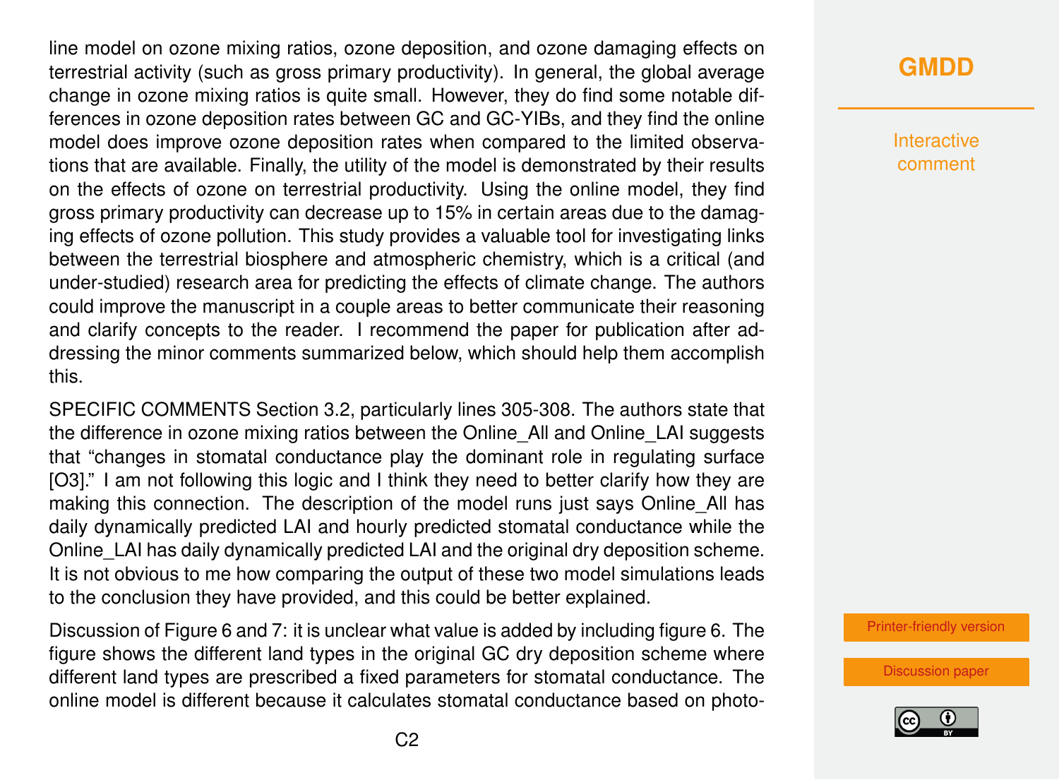line model on ozone mixing ratios, ozone deposition, and ozone damaging effects on terrestrial activity (such as gross primary productivity). In general, the global average change in ozone mixing ratios is quite small. However, they do find some notable differences in ozone deposition rates between GC and GC-YIBs, and they find the online model does improve ozone deposition rates when compared to the limited observations that are available. Finally, the utility of the model is demonstrated by their results on the effects of ozone on terrestrial productivity. Using the online model, they find gross primary productivity can decrease up to 15% in certain areas due to the damaging effects of ozone pollution. This study provides a valuable tool for investigating links between the terrestrial biosphere and atmospheric chemistry, which is a critical (and under-studied) research area for predicting the effects of climate change. The authors could improve the manuscript in a couple areas to better communicate their reasoning and clarify concepts to the reader. I recommend the paper for publication after addressing the minor comments summarized below, which should help them accomplish this.

SPECIFIC COMMENTS Section 3.2, particularly lines 305-308. The authors state that the difference in ozone mixing ratios between the Online_All and Online_LAI suggests that "changes in stomatal conductance play the dominant role in regulating surface [O3]." I am not following this logic and I think they need to better clarify how they are making this connection. The description of the model runs just says Online_All has daily dynamically predicted LAI and hourly predicted stomatal conductance while the Online_LAI has daily dynamically predicted LAI and the original dry deposition scheme. It is not obvious to me how comparing the output of these two model simulations leads to the conclusion they have provided, and this could be better explained.

Discussion of Figure 6 and 7: it is unclear what value is added by including figure 6. The figure shows the different land types in the original GC dry deposition scheme where different land types are prescribed a fixed parameters for stomatal conductance. The online model is different because it calculates stomatal conductance based on photo-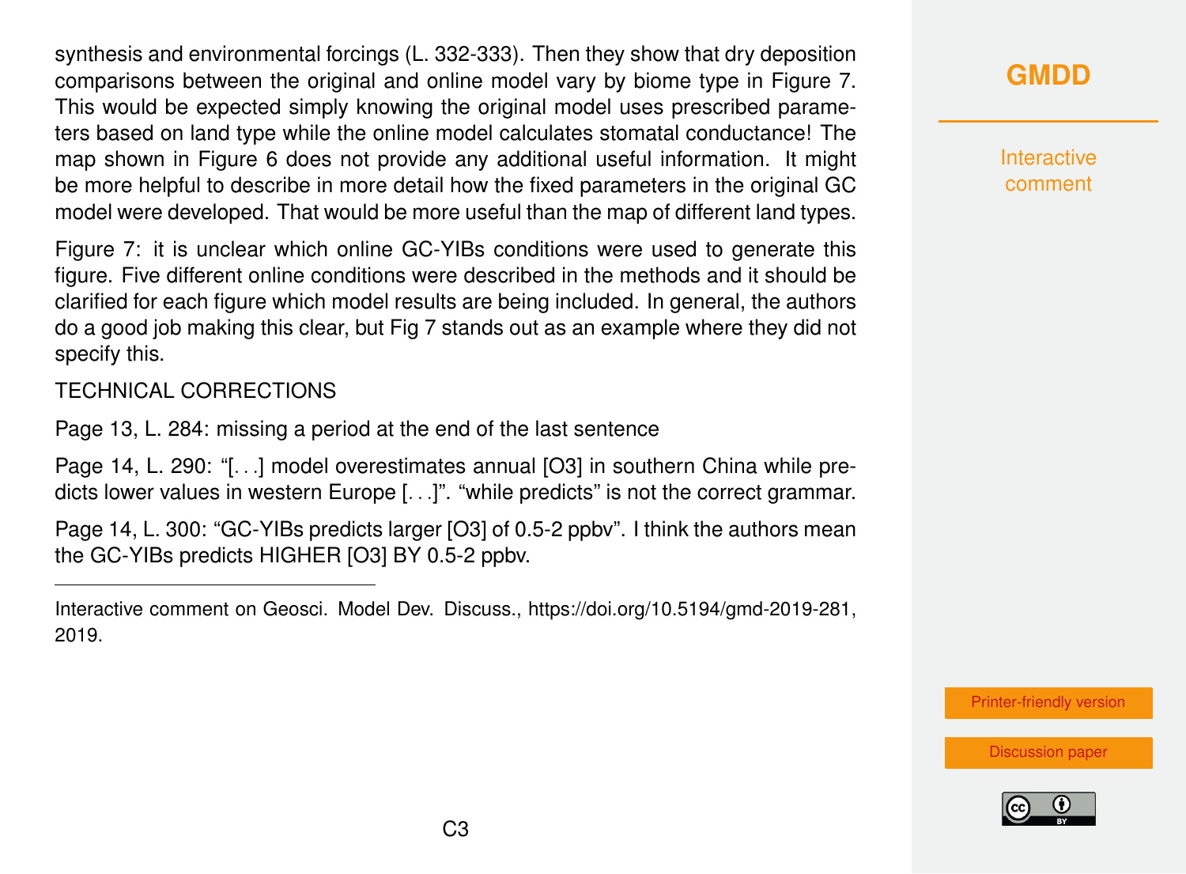synthesis and environmental forcings (L. 332-333). Then they show that dry deposition comparisons between the original and online model vary by biome type in Figure 7. This would be expected simply knowing the original model uses prescribed parameters based on land type while the online model calculates stomatal conductance! The map shown in Figure 6 does not provide any additional useful information. It might be more helpful to describe in more detail how the fixed parameters in the original GC model were developed. That would be more useful than the map of different land types.

Figure 7: it is unclear which online GC-YIBs conditions were used to generate this figure. Five different online conditions were described in the methods and it should be clarified for each figure which model results are being included. In general, the authors do a good job making this clear, but Fig 7 stands out as an example where they did not specify this.

TECHNICAL CORRECTIONS

Page 13, L. 284: missing a period at the end of the last sentence

Page 14, L. 290: "[...] model overestimates annual [O3] in southern China while predicts lower values in western Europe [...]". "while predicts" is not the correct grammar.

Page 14, L. 300: "GC-YIBs predicts larger [O3] of 0.5-2 ppbv". I think the authors mean the GC-YIBs predicts HIGHER [O3] BY 0.5-2 ppbv.

---

Interactive comment on Geosci. Model Dev. Discuss., https://doi.org/10.5194/gmd-2019-281, 2019.